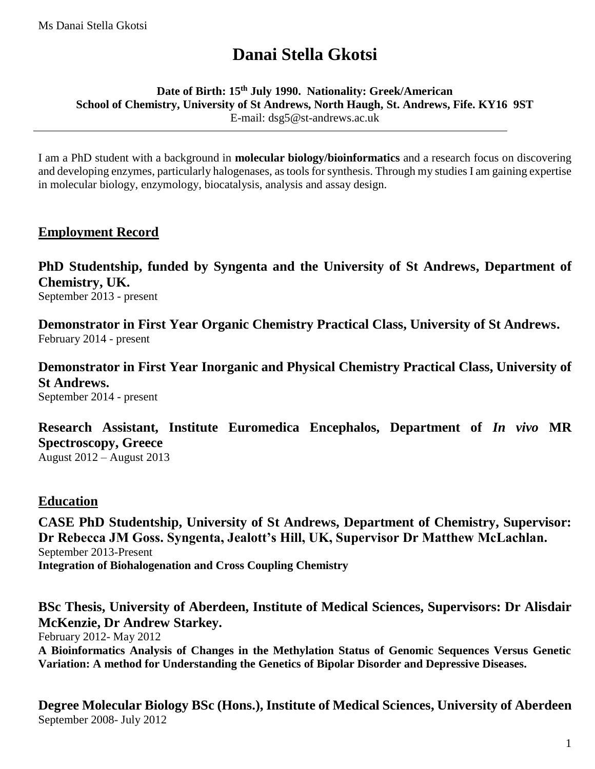# Danai Stella Gkotsi

**Date of Birth: 15th July 1990. Nationality: Greek/American**
**School of Chemistry, University of St Andrews, North Haugh, St. Andrews, Fife. KY16 9ST**
E-mail: dsg5@st-andrews.ac.uk

---

I am a PhD student with a background in **molecular biology/bioinformatics** and a research focus on discovering and developing enzymes, particularly halogenases, as tools for synthesis. Through my studies I am gaining expertise in molecular biology, enzymology, biocatalysis, analysis and assay design.

## Employment Record

### PhD Studentship, funded by Syngenta and the University of St Andrews, Department of Chemistry, UK.

September 2013 - present

### Demonstrator in First Year Organic Chemistry Practical Class, University of St Andrews.

February 2014 - present

### Demonstrator in First Year Inorganic and Physical Chemistry Practical Class, University of St Andrews.

September 2014 - present

### Research Assistant, Institute Euromedica Encephalos, Department of *In vivo* MR Spectroscopy, Greece

August 2012 – August 2013

## Education

### CASE PhD Studentship, University of St Andrews, Department of Chemistry, Supervisor: Dr Rebecca JM Goss. Syngenta, Jealott's Hill, UK, Supervisor Dr Matthew McLachlan.

September 2013-Present
**Integration of Biohalogenation and Cross Coupling Chemistry**

### BSc Thesis, University of Aberdeen, Institute of Medical Sciences, Supervisors: Dr Alisdair McKenzie, Dr Andrew Starkey.

February 2012- May 2012
**A Bioinformatics Analysis of Changes in the Methylation Status of Genomic Sequences Versus Genetic Variation: A method for Understanding the Genetics of Bipolar Disorder and Depressive Diseases.**

### Degree Molecular Biology BSc (Hons.), Institute of Medical Sciences, University of Aberdeen

September 2008- July 2012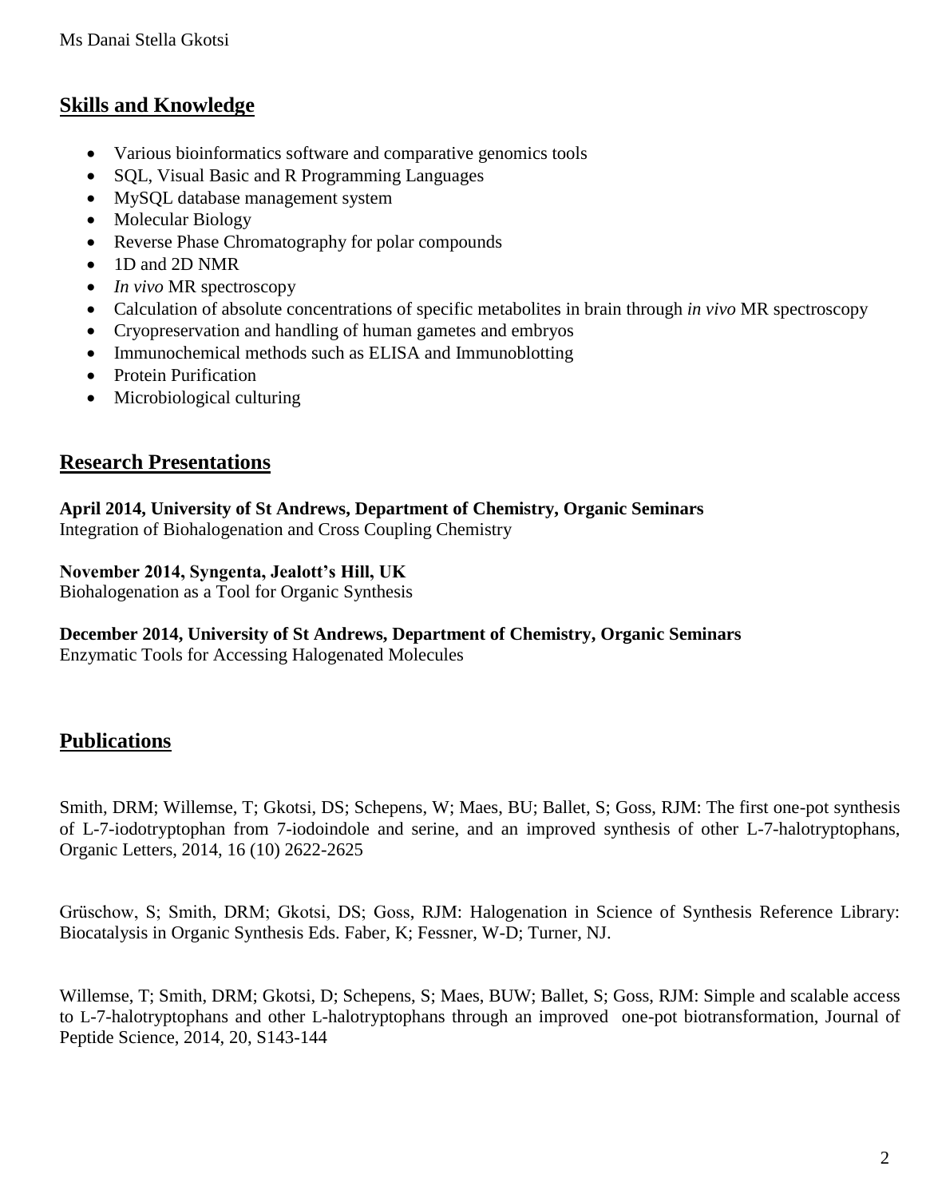## Skills and Knowledge

- Various bioinformatics software and comparative genomics tools
- SQL, Visual Basic and R Programming Languages
- MySQL database management system
- Molecular Biology
- Reverse Phase Chromatography for polar compounds
- 1D and 2D NMR
- *In vivo* MR spectroscopy
- Calculation of absolute concentrations of specific metabolites in brain through *in vivo* MR spectroscopy
- Cryopreservation and handling of human gametes and embryos
- Immunochemical methods such as ELISA and Immunoblotting
- Protein Purification
- Microbiological culturing

## Research Presentations

**April 2014, University of St Andrews, Department of Chemistry, Organic Seminars**
Integration of Biohalogenation and Cross Coupling Chemistry

**November 2014, Syngenta, Jealott's Hill, UK**
Biohalogenation as a Tool for Organic Synthesis

**December 2014, University of St Andrews, Department of Chemistry, Organic Seminars**
Enzymatic Tools for Accessing Halogenated Molecules

## Publications

Smith, DRM; Willemse, T; Gkotsi, DS; Schepens, W; Maes, BU; Ballet, S; Goss, RJM: The first one-pot synthesis of L-7-iodotryptophan from 7-iodoindole and serine, and an improved synthesis of other L-7-halotryptophans, Organic Letters, 2014, 16 (10) 2622-2625

Grüschow, S; Smith, DRM; Gkotsi, DS; Goss, RJM: Halogenation in Science of Synthesis Reference Library: Biocatalysis in Organic Synthesis Eds. Faber, K; Fessner, W-D; Turner, NJ.

Willemse, T; Smith, DRM; Gkotsi, D; Schepens, S; Maes, BUW; Ballet, S; Goss, RJM: Simple and scalable access to L-7-halotryptophans and other L-halotryptophans through an improved one-pot biotransformation, Journal of Peptide Science, 2014, 20, S143-144